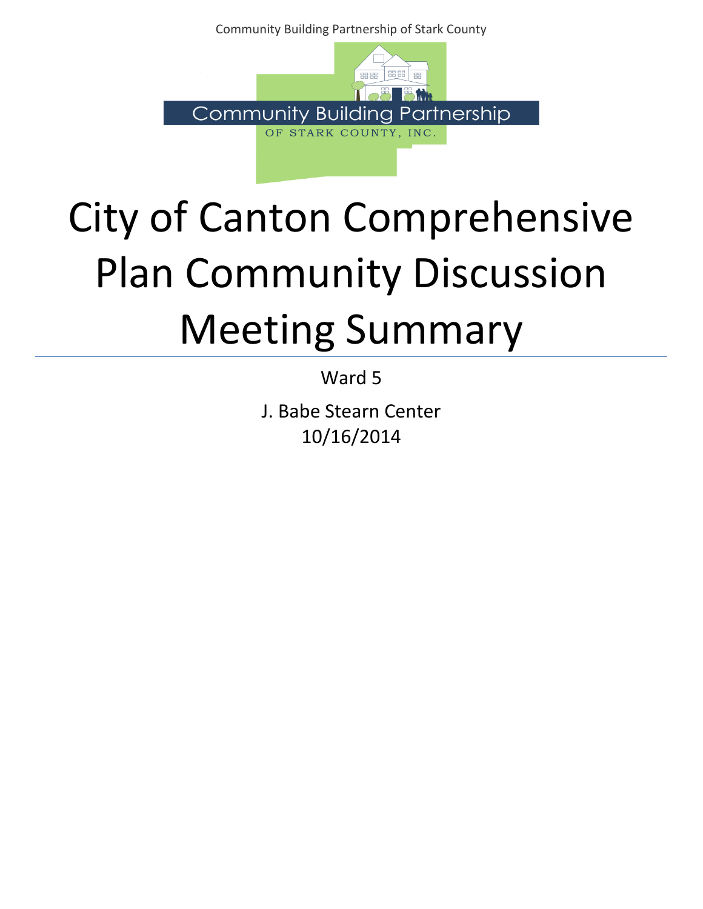# City of Canton Comprehensive Plan Community Discussion Meeting Summary

Ward 5

J. Babe Stearn Center
10/16/2014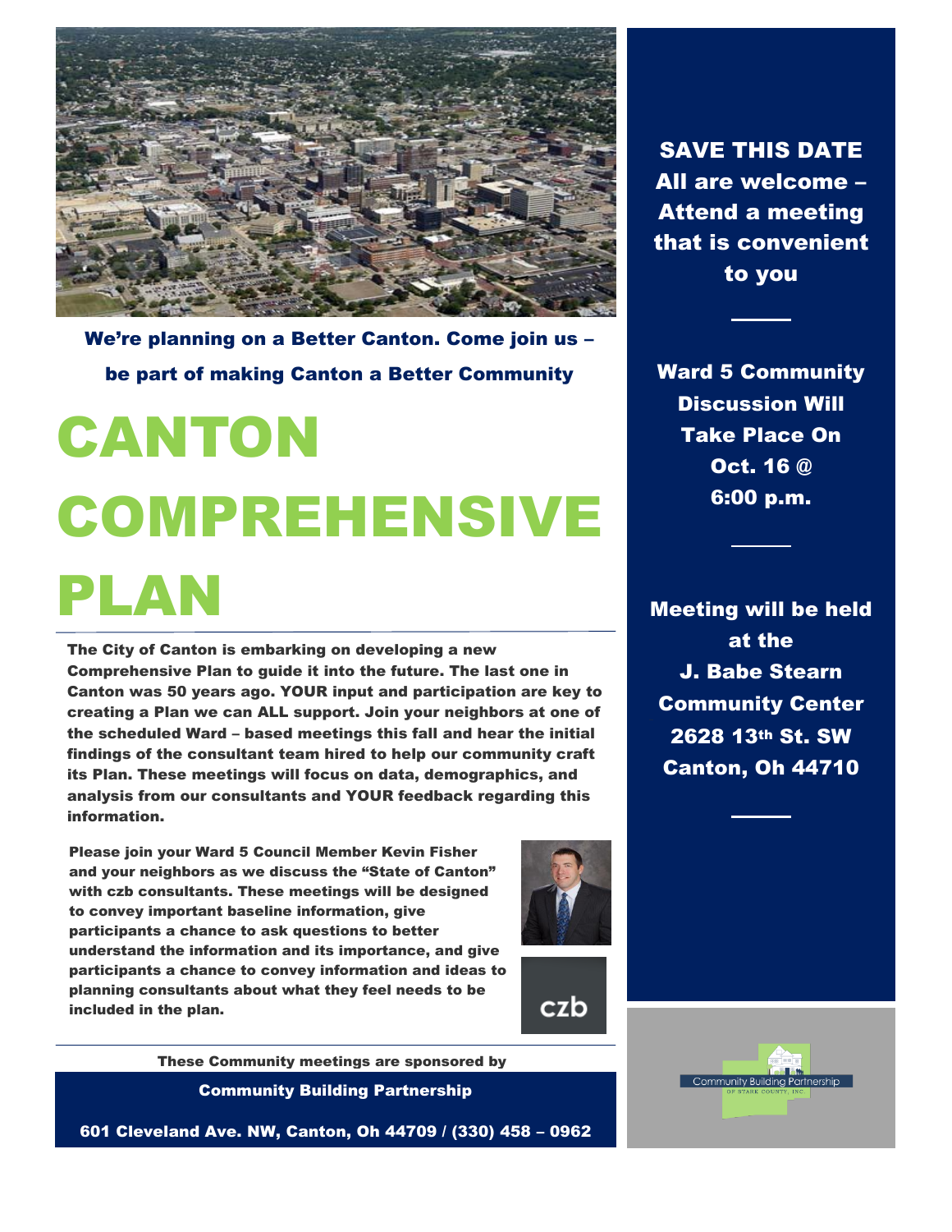**We're planning on a Better Canton. Come join us – be part of making Canton a Better Community**

# CANTON COMPREHENSIVE PLAN

**The City of Canton is embarking on developing a new Comprehensive Plan to guide it into the future. The last one in Canton was 50 years ago. YOUR input and participation are key to creating a Plan we can ALL support. Join your neighbors at one of the scheduled Ward – based meetings this fall and hear the initial findings of the consultant team hired to help our community craft its Plan. These meetings will focus on data, demographics, and analysis from our consultants and YOUR feedback regarding this information.**

**Please join your Ward 5 Council Member Kevin Fisher and your neighbors as we discuss the "State of Canton" with czb consultants. These meetings will be designed to convey important baseline information, give participants a chance to ask questions to better understand the information and its importance, and give participants a chance to convey information and ideas to planning consultants about what they feel needs to be included in the plan.**

czb

**These Community meetings are sponsored by**

**Community Building Partnership**

**601 Cleveland Ave. NW, Canton, Oh 44709 / (330) 458 – 0962**

**SAVE THIS DATE**
**All are welcome – Attend a meeting that is convenient to you**

---

**Ward 5 Community Discussion Will Take Place On Oct. 16 @ 6:00 p.m.**

---

**Meeting will be held at the**
**J. Babe Stearn Community Center**
**2628 13th St. SW**
**Canton, Oh 44710**

---

Community Building Partnership OF STARK COUNTY, INC.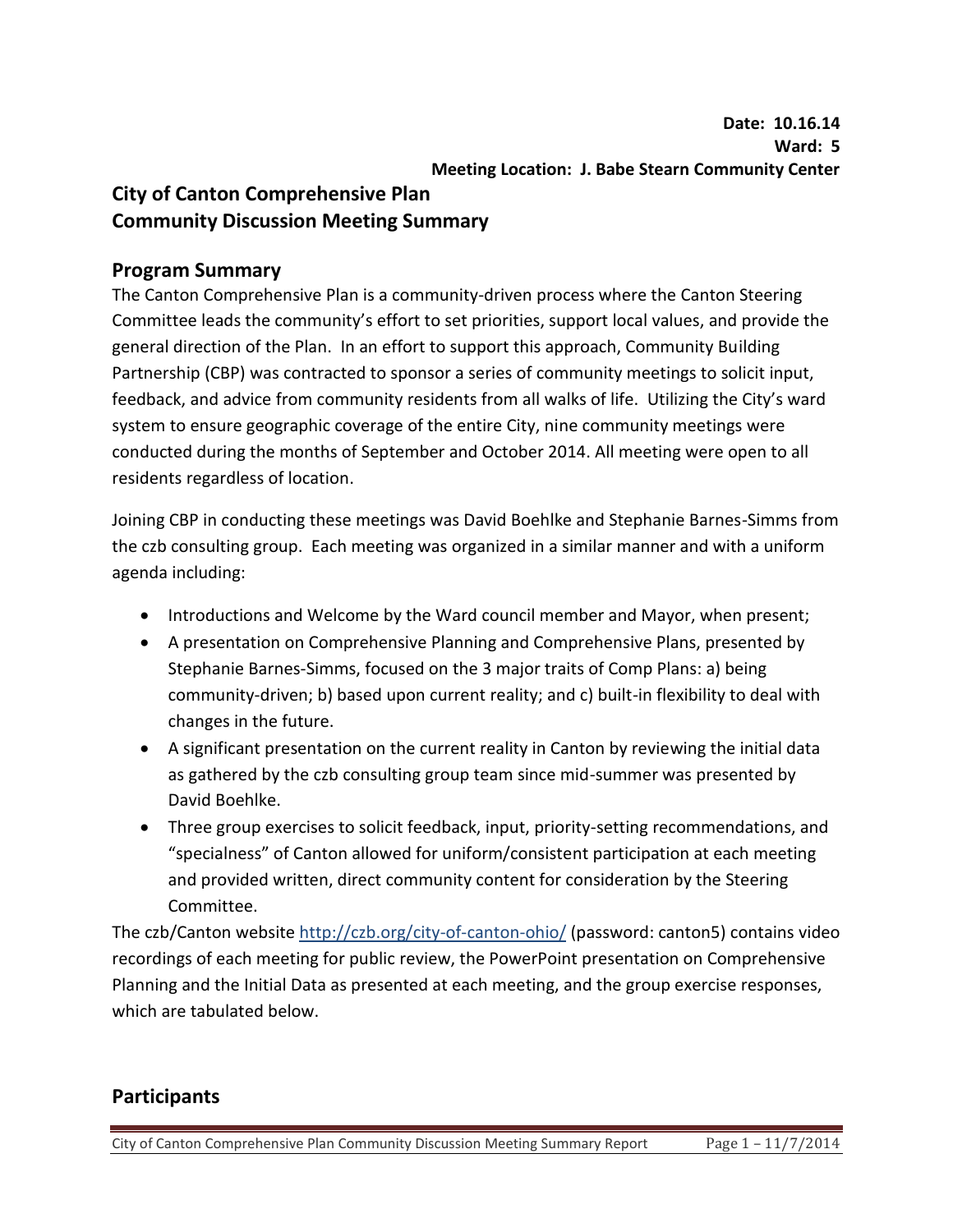**Date: 10.16.14**
**Ward: 5**
**Meeting Location: J. Babe Stearn Community Center**

# City of Canton Comprehensive Plan
# Community Discussion Meeting Summary

## Program Summary

The Canton Comprehensive Plan is a community-driven process where the Canton Steering Committee leads the community's effort to set priorities, support local values, and provide the general direction of the Plan. In an effort to support this approach, Community Building Partnership (CBP) was contracted to sponsor a series of community meetings to solicit input, feedback, and advice from community residents from all walks of life. Utilizing the City's ward system to ensure geographic coverage of the entire City, nine community meetings were conducted during the months of September and October 2014. All meeting were open to all residents regardless of location.

Joining CBP in conducting these meetings was David Boehlke and Stephanie Barnes-Simms from the czb consulting group. Each meeting was organized in a similar manner and with a uniform agenda including:

- Introductions and Welcome by the Ward council member and Mayor, when present;
- A presentation on Comprehensive Planning and Comprehensive Plans, presented by Stephanie Barnes-Simms, focused on the 3 major traits of Comp Plans: a) being community-driven; b) based upon current reality; and c) built-in flexibility to deal with changes in the future.
- A significant presentation on the current reality in Canton by reviewing the initial data as gathered by the czb consulting group team since mid-summer was presented by David Boehlke.
- Three group exercises to solicit feedback, input, priority-setting recommendations, and "specialness" of Canton allowed for uniform/consistent participation at each meeting and provided written, direct community content for consideration by the Steering Committee.

The czb/Canton website http://czb.org/city-of-canton-ohio/ (password: canton5) contains video recordings of each meeting for public review, the PowerPoint presentation on Comprehensive Planning and the Initial Data as presented at each meeting, and the group exercise responses, which are tabulated below.

## Participants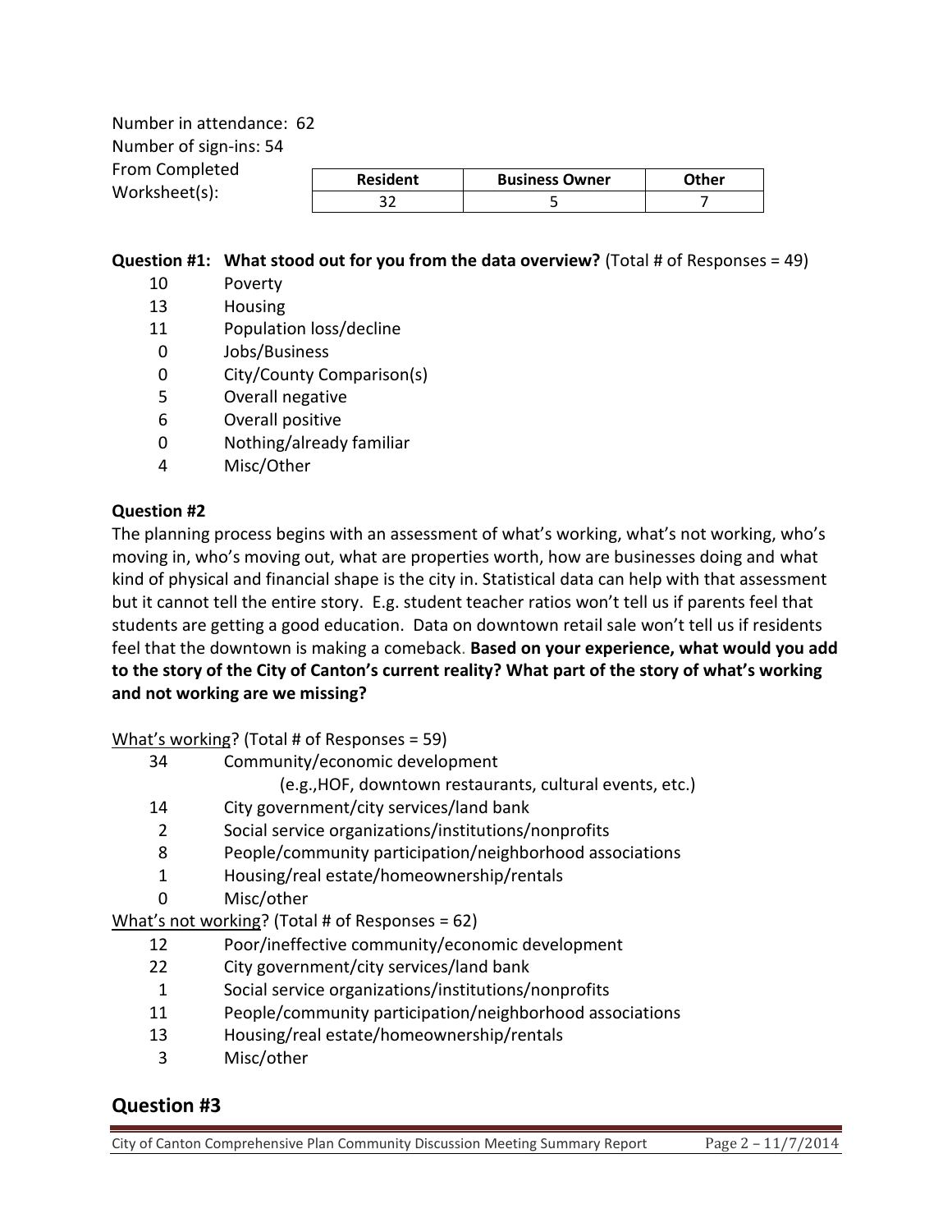Number in attendance: 62

Number of sign-ins: 54

From Completed Worksheet(s):

| Resident | Business Owner | Other |
|---|---|---|
| 32 | 5 | 7 |

**Question #1: What stood out for you from the data overview?** (Total # of Responses = 49)

- 10 Poverty
- 13 Housing
- 11 Population loss/decline
- 0 Jobs/Business
- 0 City/County Comparison(s)
- 5 Overall negative
- 6 Overall positive
- 0 Nothing/already familiar
- 4 Misc/Other

**Question #2**

The planning process begins with an assessment of what's working, what's not working, who's moving in, who's moving out, what are properties worth, how are businesses doing and what kind of physical and financial shape is the city in. Statistical data can help with that assessment but it cannot tell the entire story. E.g. student teacher ratios won't tell us if parents feel that students are getting a good education. Data on downtown retail sale won't tell us if residents feel that the downtown is making a comeback. **Based on your experience, what would you add to the story of the City of Canton's current reality? What part of the story of what's working and not working are we missing?**

What's working? (Total # of Responses = 59)

- 34 Community/economic development
  (e.g.,HOF, downtown restaurants, cultural events, etc.)
- 14 City government/city services/land bank
- 2 Social service organizations/institutions/nonprofits
- 8 People/community participation/neighborhood associations
- 1 Housing/real estate/homeownership/rentals
- 0 Misc/other

What's not working? (Total # of Responses = 62)

- 12 Poor/ineffective community/economic development
- 22 City government/city services/land bank
- 1 Social service organizations/institutions/nonprofits
- 11 People/community participation/neighborhood associations
- 13 Housing/real estate/homeownership/rentals
- 3 Misc/other

## Question #3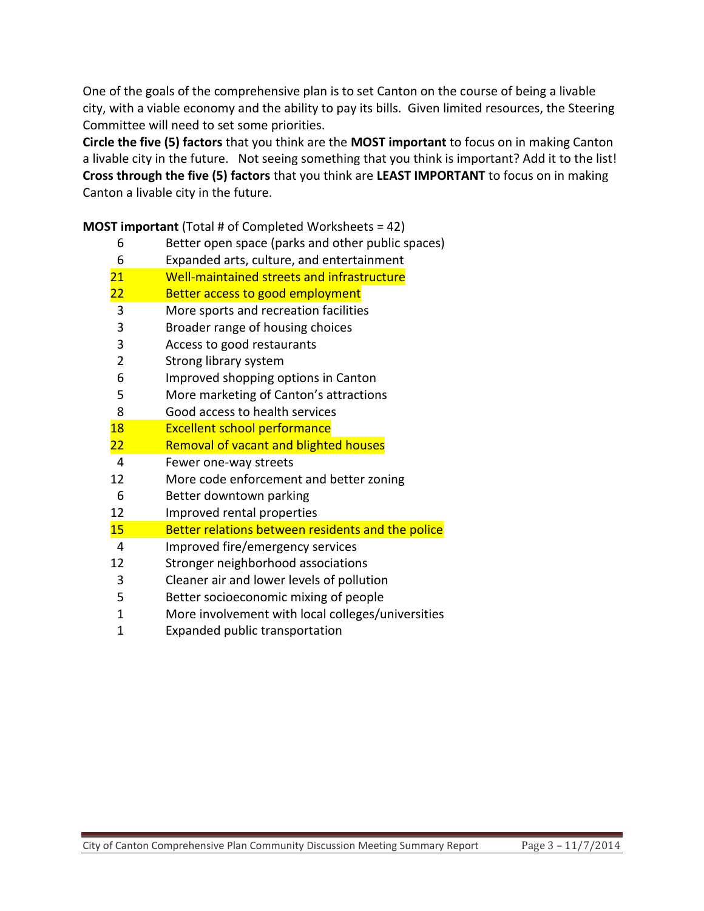One of the goals of the comprehensive plan is to set Canton on the course of being a livable city, with a viable economy and the ability to pay its bills. Given limited resources, the Steering Committee will need to set some priorities.

**Circle the five (5) factors** that you think are the **MOST important** to focus on in making Canton a livable city in the future. Not seeing something that you think is important? Add it to the list! **Cross through the five (5) factors** that you think are **LEAST IMPORTANT** to focus on in making Canton a livable city in the future.

**MOST important** (Total # of Completed Worksheets = 42)

| Count | Factor |
|---|---|
| 6 | Better open space (parks and other public spaces) |
| 6 | Expanded arts, culture, and entertainment |
| 21 | Well-maintained streets and infrastructure |
| 22 | Better access to good employment |
| 3 | More sports and recreation facilities |
| 3 | Broader range of housing choices |
| 3 | Access to good restaurants |
| 2 | Strong library system |
| 6 | Improved shopping options in Canton |
| 5 | More marketing of Canton's attractions |
| 8 | Good access to health services |
| 18 | Excellent school performance |
| 22 | Removal of vacant and blighted houses |
| 4 | Fewer one-way streets |
| 12 | More code enforcement and better zoning |
| 6 | Better downtown parking |
| 12 | Improved rental properties |
| 15 | Better relations between residents and the police |
| 4 | Improved fire/emergency services |
| 12 | Stronger neighborhood associations |
| 3 | Cleaner air and lower levels of pollution |
| 5 | Better socioeconomic mixing of people |
| 1 | More involvement with local colleges/universities |
| 1 | Expanded public transportation |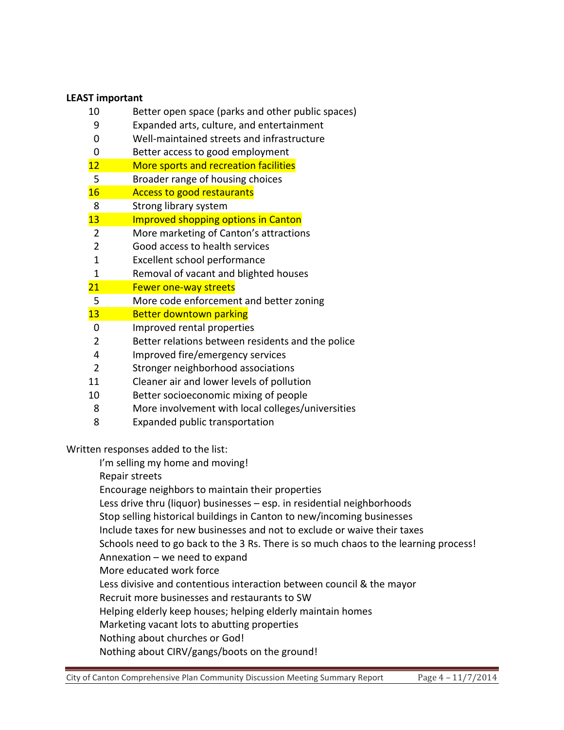**LEAST important**

| | |
|---|---|
| 10 | Better open space (parks and other public spaces) |
| 9 | Expanded arts, culture, and entertainment |
| 0 | Well-maintained streets and infrastructure |
| 0 | Better access to good employment |
| 12 | More sports and recreation facilities |
| 5 | Broader range of housing choices |
| 16 | Access to good restaurants |
| 8 | Strong library system |
| 13 | Improved shopping options in Canton |
| 2 | More marketing of Canton's attractions |
| 2 | Good access to health services |
| 1 | Excellent school performance |
| 1 | Removal of vacant and blighted houses |
| 21 | Fewer one-way streets |
| 5 | More code enforcement and better zoning |
| 13 | Better downtown parking |
| 0 | Improved rental properties |
| 2 | Better relations between residents and the police |
| 4 | Improved fire/emergency services |
| 2 | Stronger neighborhood associations |
| 11 | Cleaner air and lower levels of pollution |
| 10 | Better socioeconomic mixing of people |
| 8 | More involvement with local colleges/universities |
| 8 | Expanded public transportation |

Written responses added to the list:

- I'm selling my home and moving!
- Repair streets
- Encourage neighbors to maintain their properties
- Less drive thru (liquor) businesses – esp. in residential neighborhoods
- Stop selling historical buildings in Canton to new/incoming businesses
- Include taxes for new businesses and not to exclude or waive their taxes
- Schools need to go back to the 3 Rs. There is so much chaos to the learning process!
- Annexation – we need to expand
- More educated work force
- Less divisive and contentious interaction between council & the mayor
- Recruit more businesses and restaurants to SW
- Helping elderly keep houses; helping elderly maintain homes
- Marketing vacant lots to abutting properties
- Nothing about churches or God!
- Nothing about CIRV/gangs/boots on the ground!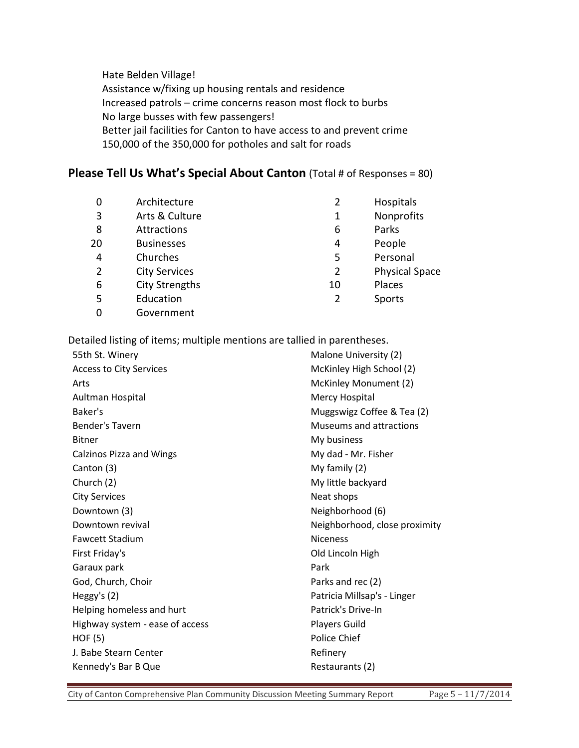Hate Belden Village!
Assistance w/fixing up housing rentals and residence
Increased patrols – crime concerns reason most flock to burbs
No large busses with few passengers!
Better jail facilities for Canton to have access to and prevent crime
150,000 of the 350,000 for potholes and salt for roads

## Please Tell Us What's Special About Canton (Total # of Responses = 80)

| | | | |
|---|---|---|---|
| 0 | Architecture | 2 | Hospitals |
| 3 | Arts & Culture | 1 | Nonprofits |
| 8 | Attractions | 6 | Parks |
| 20 | Businesses | 4 | People |
| 4 | Churches | 5 | Personal |
| 2 | City Services | 2 | Physical Space |
| 6 | City Strengths | 10 | Places |
| 5 | Education | 2 | Sports |
| 0 | Government | | |

Detailed listing of items; multiple mentions are tallied in parentheses.

55th St. Winery
Access to City Services
Arts
Aultman Hospital
Baker's
Bender's Tavern
Bitner
Calzinos Pizza and Wings
Canton (3)
Church (2)
City Services
Downtown (3)
Downtown revival
Fawcett Stadium
First Friday's
Garaux park
God, Church, Choir
Heggy's (2)
Helping homeless and hurt
Highway system - ease of access
HOF (5)
J. Babe Stearn Center
Kennedy's Bar B Que
Malone University (2)
McKinley High School (2)
McKinley Monument (2)
Mercy Hospital
Muggswigz Coffee & Tea (2)
Museums and attractions
My business
My dad - Mr. Fisher
My family (2)
My little backyard
Neat shops
Neighborhood (6)
Neighborhood, close proximity
Niceness
Old Lincoln High
Park
Parks and rec (2)
Patricia Millsap's - Linger
Patrick's Drive-In
Players Guild
Police Chief
Refinery
Restaurants (2)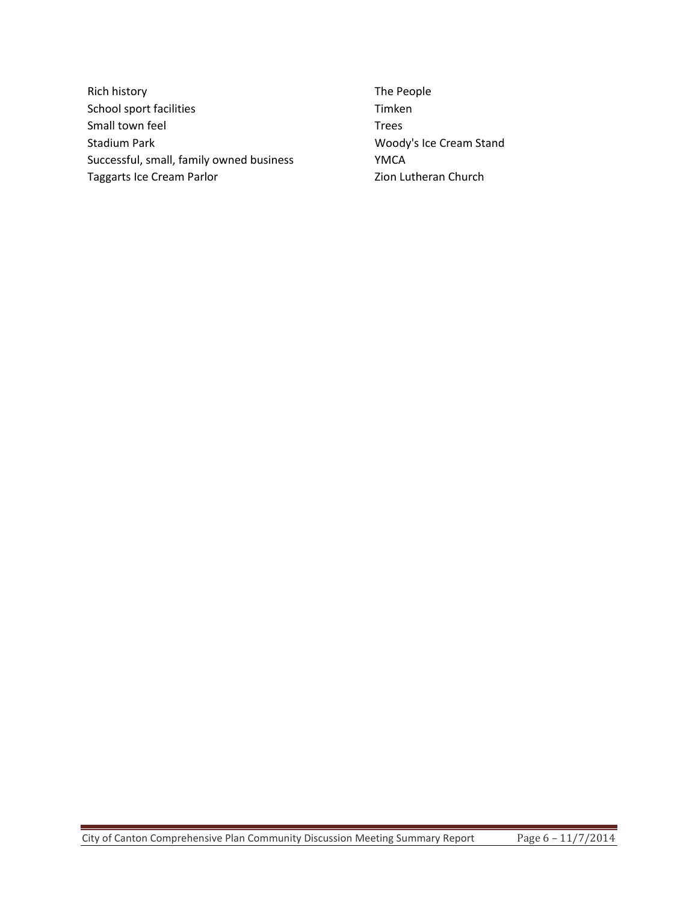Rich history
School sport facilities
Small town feel
Stadium Park
Successful, small, family owned business
Taggarts Ice Cream Parlor
The People
Timken
Trees
Woody's Ice Cream Stand
YMCA
Zion Lutheran Church